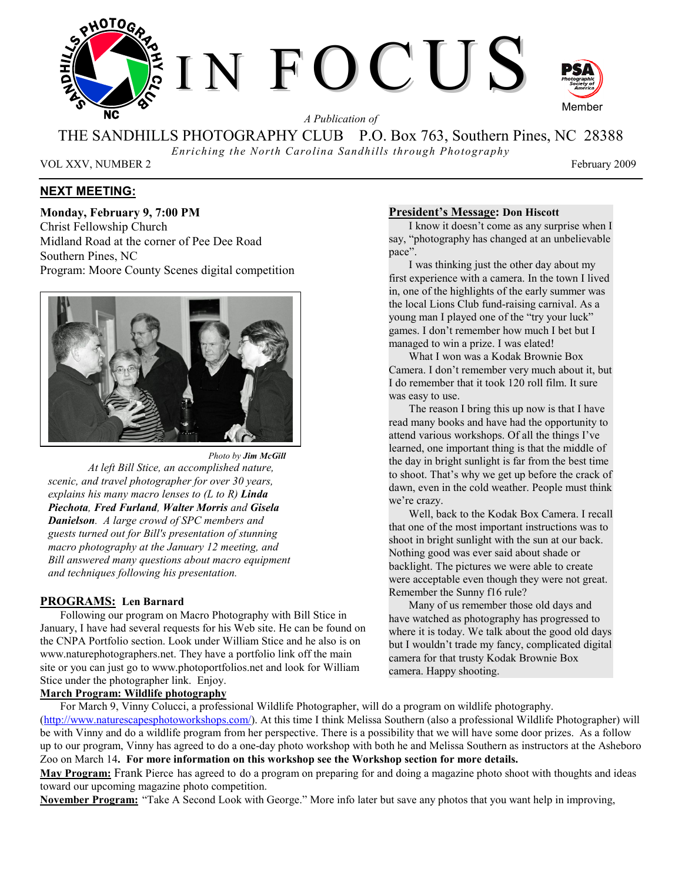# IN FOCUS

*A Publication of*

THE SANDHILLS PHOTOGRAPHY CLUB P.O. Box 763, Southern Pines, NC 28388

*Enriching the North Carolina Sandhills through Photography*

VOL XXV, NUMBER 2 February 2009

## NEXT MEETING:

**Monday, February 9, 7:00 PM**
Christ Fellowship Church
Midland Road at the corner of Pee Dee Road
Southern Pines, NC
Program: Moore County Scenes digital competition

*Photo by* ***Jim McGill***

*At left Bill Stice, an accomplished nature, scenic, and travel photographer for over 30 years, explains his many macro lenses to (L to R)* ***Linda Piechota****,* ***Fred Furland****,* ***Walter Morris*** *and* ***Gisela Danielson****. A large crowd of SPC members and guests turned out for Bill's presentation of stunning macro photography at the January 12 meeting, and Bill answered many questions about macro equipment and techniques following his presentation.*

## President's Message: Don Hiscott

I know it doesn't come as any surprise when I say, "photography has changed at an unbelievable pace".

I was thinking just the other day about my first experience with a camera. In the town I lived in, one of the highlights of the early summer was the local Lions Club fund-raising carnival. As a young man I played one of the "try your luck" games. I don't remember how much I bet but I managed to win a prize. I was elated!

What I won was a Kodak Brownie Box Camera. I don't remember very much about it, but I do remember that it took 120 roll film. It sure was easy to use.

The reason I bring this up now is that I have read many books and have had the opportunity to attend various workshops. Of all the things I've learned, one important thing is that the middle of the day in bright sunlight is far from the best time to shoot. That's why we get up before the crack of dawn, even in the cold weather. People must think we're crazy.

Well, back to the Kodak Box Camera. I recall that one of the most important instructions was to shoot in bright sunlight with the sun at our back. Nothing good was ever said about shade or backlight. The pictures we were able to create were acceptable even though they were not great. Remember the Sunny f16 rule?

Many of us remember those old days and have watched as photography has progressed to where it is today. We talk about the good old days but I wouldn't trade my fancy, complicated digital camera for that trusty Kodak Brownie Box camera. Happy shooting.

## PROGRAMS: Len Barnard

Following our program on Macro Photography with Bill Stice in January, I have had several requests for his Web site. He can be found on the CNPA Portfolio section. Look under William Stice and he also is on www.naturephotographers.net. They have a portfolio link off the main site or you can just go to www.photoportfolios.net and look for William Stice under the photographer link. Enjoy.

**March Program: Wildlife photography**

For March 9, Vinny Colucci, a professional Wildlife Photographer, will do a program on wildlife photography. (http://www.naturescapesphotoworkshops.com/). At this time I think Melissa Southern (also a professional Wildlife Photographer) will be with Vinny and do a wildlife program from her perspective. There is a possibility that we will have some door prizes. As a follow up to our program, Vinny has agreed to do a one-day photo workshop with both he and Melissa Southern as instructors at the Asheboro Zoo on March 14**. For more information on this workshop see the Workshop section for more details.**

**May Program:** Frank Pierce has agreed to do a program on preparing for and doing a magazine photo shoot with thoughts and ideas toward our upcoming magazine photo competition.

**November Program:** "Take A Second Look with George." More info later but save any photos that you want help in improving,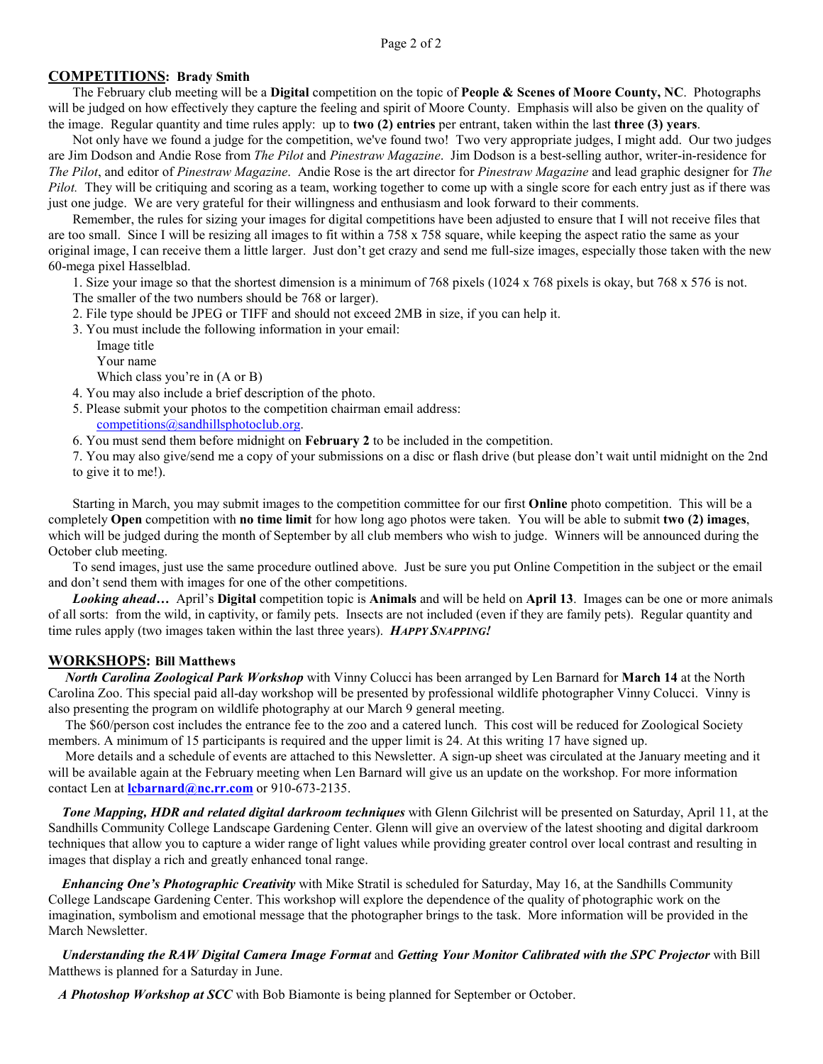## COMPETITIONS: Brady Smith

The February club meeting will be a **Digital** competition on the topic of **People & Scenes of Moore County, NC**. Photographs will be judged on how effectively they capture the feeling and spirit of Moore County. Emphasis will also be given on the quality of the image. Regular quantity and time rules apply: up to **two (2) entries** per entrant, taken within the last **three (3) years**.

Not only have we found a judge for the competition, we've found two! Two very appropriate judges, I might add. Our two judges are Jim Dodson and Andie Rose from *The Pilot* and *Pinestraw Magazine*. Jim Dodson is a best-selling author, writer-in-residence for *The Pilot*, and editor of *Pinestraw Magazine*. Andie Rose is the art director for *Pinestraw Magazine* and lead graphic designer for *The Pilot.* They will be critiquing and scoring as a team, working together to come up with a single score for each entry just as if there was just one judge. We are very grateful for their willingness and enthusiasm and look forward to their comments.

Remember, the rules for sizing your images for digital competitions have been adjusted to ensure that I will not receive files that are too small. Since I will be resizing all images to fit within a 758 x 758 square, while keeping the aspect ratio the same as your original image, I can receive them a little larger. Just don't get crazy and send me full-size images, especially those taken with the new 60-mega pixel Hasselblad.

1. Size your image so that the shortest dimension is a minimum of 768 pixels (1024 x 768 pixels is okay, but 768 x 576 is not. The smaller of the two numbers should be 768 or larger).
2. File type should be JPEG or TIFF and should not exceed 2MB in size, if you can help it.
3. You must include the following information in your email:
   Image title
   Your name
   Which class you're in (A or B)
4. You may also include a brief description of the photo.
5. Please submit your photos to the competition chairman email address: competitions@sandhillsphotoclub.org.
6. You must send them before midnight on **February 2** to be included in the competition.
7. You may also give/send me a copy of your submissions on a disc or flash drive (but please don't wait until midnight on the 2nd to give it to me!).

Starting in March, you may submit images to the competition committee for our first **Online** photo competition. This will be a completely **Open** competition with **no time limit** for how long ago photos were taken. You will be able to submit **two (2) images**, which will be judged during the month of September by all club members who wish to judge. Winners will be announced during the October club meeting.

To send images, just use the same procedure outlined above. Just be sure you put Online Competition in the subject or the email and don't send them with images for one of the other competitions.

***Looking ahead…*** April's **Digital** competition topic is **Animals** and will be held on **April 13**. Images can be one or more animals of all sorts: from the wild, in captivity, or family pets. Insects are not included (even if they are family pets). Regular quantity and time rules apply (two images taken within the last three years). ***Happy Snapping!***

## WORKSHOPS: Bill Matthews

***North Carolina Zoological Park Workshop*** with Vinny Colucci has been arranged by Len Barnard for **March 14** at the North Carolina Zoo. This special paid all-day workshop will be presented by professional wildlife photographer Vinny Colucci. Vinny is also presenting the program on wildlife photography at our March 9 general meeting.

The $60/person cost includes the entrance fee to the zoo and a catered lunch. This cost will be reduced for Zoological Society members. A minimum of 15 participants is required and the upper limit is 24. At this writing 17 have signed up.

More details and a schedule of events are attached to this Newsletter. A sign-up sheet was circulated at the January meeting and it will be available again at the February meeting when Len Barnard will give us an update on the workshop. For more information contact Len at **lcbarnard@nc.rr.com** or 910-673-2135.

***Tone Mapping, HDR and related digital darkroom techniques*** with Glenn Gilchrist will be presented on Saturday, April 11, at the Sandhills Community College Landscape Gardening Center. Glenn will give an overview of the latest shooting and digital darkroom techniques that allow you to capture a wider range of light values while providing greater control over local contrast and resulting in images that display a rich and greatly enhanced tonal range.

***Enhancing One's Photographic Creativity*** with Mike Stratil is scheduled for Saturday, May 16, at the Sandhills Community College Landscape Gardening Center. This workshop will explore the dependence of the quality of photographic work on the imagination, symbolism and emotional message that the photographer brings to the task. More information will be provided in the March Newsletter.

***Understanding the RAW Digital Camera Image Format*** and ***Getting Your Monitor Calibrated with the SPC Projector*** with Bill Matthews is planned for a Saturday in June.

***A Photoshop Workshop at SCC*** with Bob Biamonte is being planned for September or October.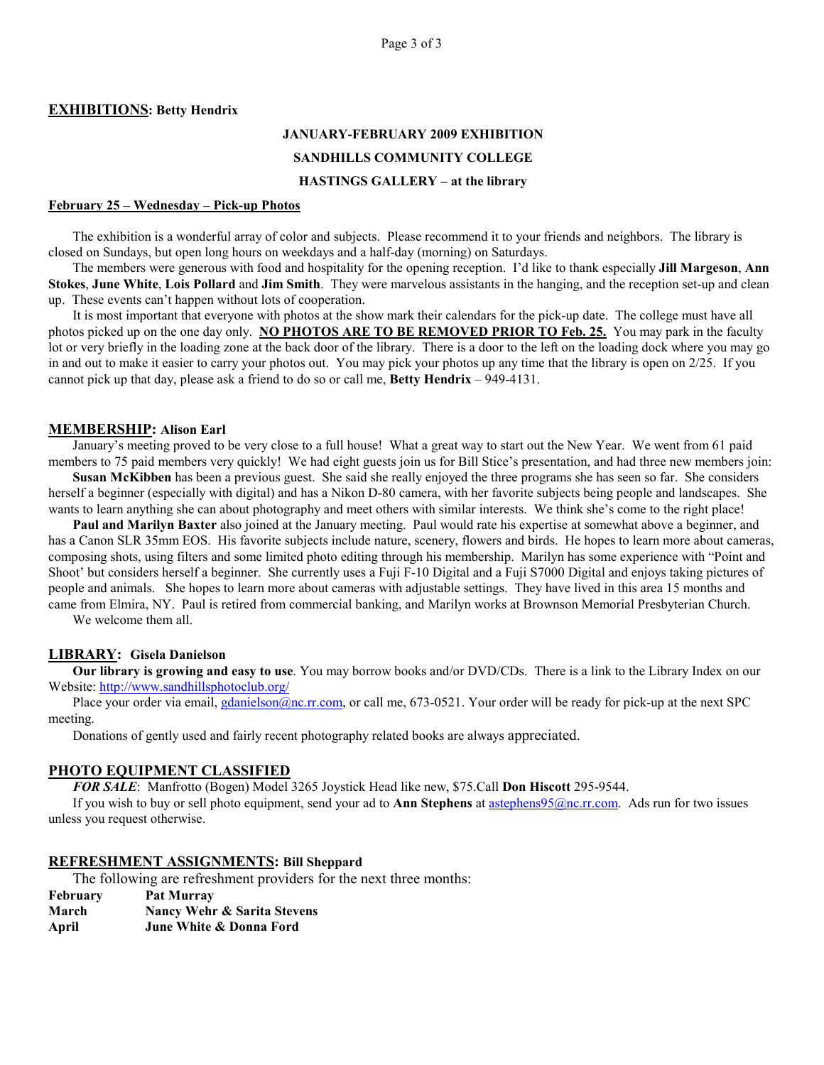## EXHIBITIONS: Betty Hendrix

**JANUARY-FEBRUARY 2009 EXHIBITION**

**SANDHILLS COMMUNITY COLLEGE**

**HASTINGS GALLERY – at the library**

**February 25 – Wednesday – Pick-up Photos**

The exhibition is a wonderful array of color and subjects. Please recommend it to your friends and neighbors. The library is closed on Sundays, but open long hours on weekdays and a half-day (morning) on Saturdays.

The members were generous with food and hospitality for the opening reception. I'd like to thank especially **Jill Margeson**, **Ann Stokes**, **June White**, **Lois Pollard** and **Jim Smith**. They were marvelous assistants in the hanging, and the reception set-up and clean up. These events can't happen without lots of cooperation.

It is most important that everyone with photos at the show mark their calendars for the pick-up date. The college must have all photos picked up on the one day only. **NO PHOTOS ARE TO BE REMOVED PRIOR TO Feb. 25.** You may park in the faculty lot or very briefly in the loading zone at the back door of the library. There is a door to the left on the loading dock where you may go in and out to make it easier to carry your photos out. You may pick your photos up any time that the library is open on 2/25. If you cannot pick up that day, please ask a friend to do so or call me, **Betty Hendrix** – 949-4131.

## MEMBERSHIP: Alison Earl

January's meeting proved to be very close to a full house! What a great way to start out the New Year. We went from 61 paid members to 75 paid members very quickly! We had eight guests join us for Bill Stice's presentation, and had three new members join:

**Susan McKibben** has been a previous guest. She said she really enjoyed the three programs she has seen so far. She considers herself a beginner (especially with digital) and has a Nikon D-80 camera, with her favorite subjects being people and landscapes. She wants to learn anything she can about photography and meet others with similar interests. We think she's come to the right place!

**Paul and Marilyn Baxter** also joined at the January meeting. Paul would rate his expertise at somewhat above a beginner, and has a Canon SLR 35mm EOS. His favorite subjects include nature, scenery, flowers and birds. He hopes to learn more about cameras, composing shots, using filters and some limited photo editing through his membership. Marilyn has some experience with "Point and Shoot' but considers herself a beginner. She currently uses a Fuji F-10 Digital and a Fuji S7000 Digital and enjoys taking pictures of people and animals. She hopes to learn more about cameras with adjustable settings. They have lived in this area 15 months and came from Elmira, NY. Paul is retired from commercial banking, and Marilyn works at Brownson Memorial Presbyterian Church.

We welcome them all.

## LIBRARY: Gisela Danielson

**Our library is growing and easy to use**. You may borrow books and/or DVD/CDs. There is a link to the Library Index on our Website: http://www.sandhillsphotoclub.org/

Place your order via email, gdanielson@nc.rr.com, or call me, 673-0521. Your order will be ready for pick-up at the next SPC meeting.

Donations of gently used and fairly recent photography related books are always appreciated.

## PHOTO EQUIPMENT CLASSIFIED

***FOR SALE***: Manfrotto (Bogen) Model 3265 Joystick Head like new, $75.Call **Don Hiscott** 295-9544.

If you wish to buy or sell photo equipment, send your ad to **Ann Stephens** at astephens95@nc.rr.com. Ads run for two issues unless you request otherwise.

## REFRESHMENT ASSIGNMENTS: Bill Sheppard

The following are refreshment providers for the next three months:

| | |
|---|---|
| **February** | **Pat Murray** |
| **March** | **Nancy Wehr & Sarita Stevens** |
| **April** | **June White & Donna Ford** |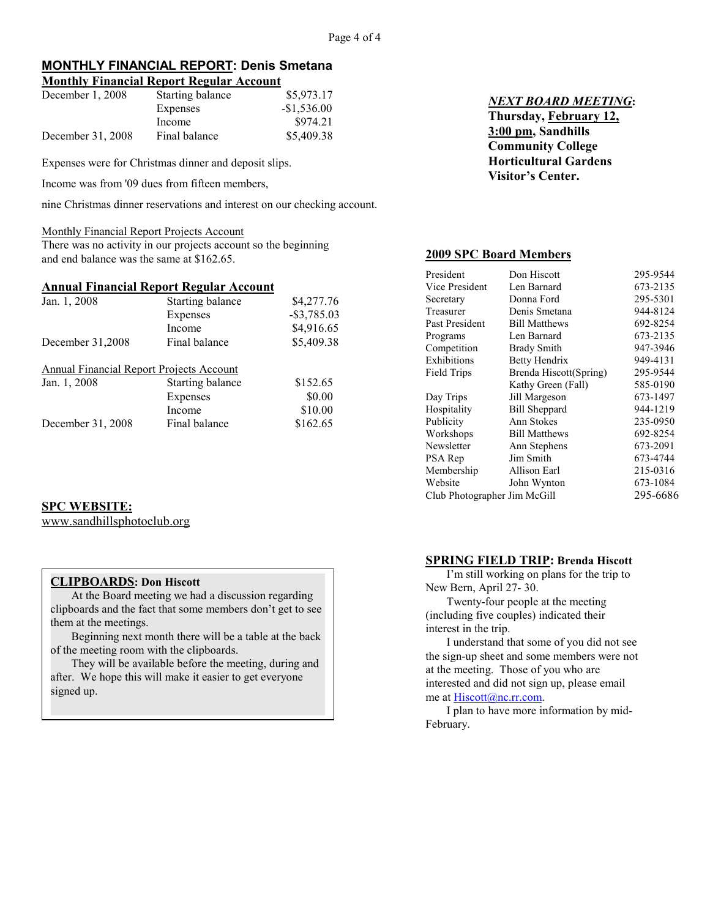## MONTHLY FINANCIAL REPORT: Denis Smetana

### Monthly Financial Report Regular Account

| | | |
|---|---|---|
| December 1, 2008 | Starting balance | $5,973.17 |
| | Expenses | -$1,536.00 |
| | Income | $974.21 |
| December 31, 2008 | Final balance | $5,409.38 |

Expenses were for Christmas dinner and deposit slips.

Income was from '09 dues from fifteen members,

nine Christmas dinner reservations and interest on our checking account.

Monthly Financial Report Projects Account

There was no activity in our projects account so the beginning and end balance was the same at $162.65.

### Annual Financial Report Regular Account

| | | |
|---|---|---|
| Jan. 1, 2008 | Starting balance | $4,277.76 |
| | Expenses | -$3,785.03 |
| | Income | $4,916.65 |
| December 31,2008 | Final balance | $5,409.38 |

Annual Financial Report Projects Account

| | | |
|---|---|---|
| Jan. 1, 2008 | Starting balance | $152.65 |
| | Expenses | $0.00 |
| | Income | $10.00 |
| December 31, 2008 | Final balance | $162.65 |

**SPC WEBSITE:**
www.sandhillsphotoclub.org

**CLIPBOARDS: Don Hiscott**

At the Board meeting we had a discussion regarding clipboards and the fact that some members don't get to see them at the meetings.

Beginning next month there will be a table at the back of the meeting room with the clipboards.

They will be available before the meeting, during and after. We hope this will make it easier to get everyone signed up.

***NEXT BOARD MEETING*:**
**Thursday, February 12, 3:00 pm, Sandhills Community College Horticultural Gardens Visitor's Center.**

**2009 SPC Board Members**

| | | |
|---|---|---|
| President | Don Hiscott | 295-9544 |
| Vice President | Len Barnard | 673-2135 |
| Secretary | Donna Ford | 295-5301 |
| Treasurer | Denis Smetana | 944-8124 |
| Past President | Bill Matthews | 692-8254 |
| Programs | Len Barnard | 673-2135 |
| Competition | Brady Smith | 947-3946 |
| Exhibitions | Betty Hendrix | 949-4131 |
| Field Trips | Brenda Hiscott(Spring) | 295-9544 |
| | Kathy Green (Fall) | 585-0190 |
| Day Trips | Jill Margeson | 673-1497 |
| Hospitality | Bill Sheppard | 944-1219 |
| Publicity | Ann Stokes | 235-0950 |
| Workshops | Bill Matthews | 692-8254 |
| Newsletter | Ann Stephens | 673-2091 |
| PSA Rep | Jim Smith | 673-4744 |
| Membership | Allison Earl | 215-0316 |
| Website | John Wynton | 673-1084 |
| Club Photographer | Jim McGill | 295-6686 |

**SPRING FIELD TRIP: Brenda Hiscott**

I'm still working on plans for the trip to New Bern, April 27- 30.

Twenty-four people at the meeting (including five couples) indicated their interest in the trip.

I understand that some of you did not see the sign-up sheet and some members were not at the meeting. Those of you who are interested and did not sign up, please email me at Hiscott@nc.rr.com.

I plan to have more information by mid-February.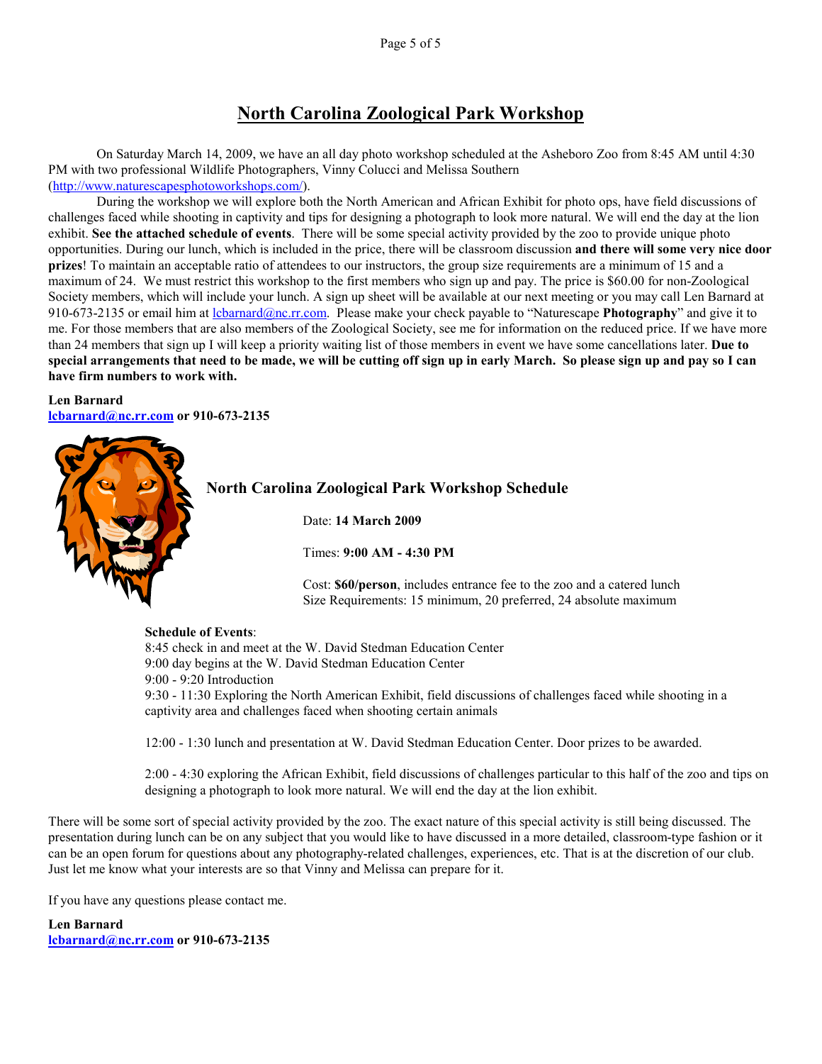# North Carolina Zoological Park Workshop

On Saturday March 14, 2009, we have an all day photo workshop scheduled at the Asheboro Zoo from 8:45 AM until 4:30 PM with two professional Wildlife Photographers, Vinny Colucci and Melissa Southern (http://www.naturescapesphotoworkshops.com/).

During the workshop we will explore both the North American and African Exhibit for photo ops, have field discussions of challenges faced while shooting in captivity and tips for designing a photograph to look more natural. We will end the day at the lion exhibit. **See the attached schedule of events**. There will be some special activity provided by the zoo to provide unique photo opportunities. During our lunch, which is included in the price, there will be classroom discussion **and there will some very nice door prizes**! To maintain an acceptable ratio of attendees to our instructors, the group size requirements are a minimum of 15 and a maximum of 24. We must restrict this workshop to the first members who sign up and pay. The price is $60.00 for non-Zoological Society members, which will include your lunch. A sign up sheet will be available at our next meeting or you may call Len Barnard at 910-673-2135 or email him at lcbarnard@nc.rr.com. Please make your check payable to "Naturescape **Photography**" and give it to me. For those members that are also members of the Zoological Society, see me for information on the reduced price. If we have more than 24 members that sign up I will keep a priority waiting list of those members in event we have some cancellations later. **Due to special arrangements that need to be made, we will be cutting off sign up in early March. So please sign up and pay so I can have firm numbers to work with.**

**Len Barnard**
**lcbarnard@nc.rr.com or 910-673-2135**

## North Carolina Zoological Park Workshop Schedule

Date: **14 March 2009**

Times: **9:00 AM - 4:30 PM**

Cost: **$60/person**, includes entrance fee to the zoo and a catered lunch
Size Requirements: 15 minimum, 20 preferred, 24 absolute maximum

**Schedule of Events**:
8:45 check in and meet at the W. David Stedman Education Center
9:00 day begins at the W. David Stedman Education Center
9:00 - 9:20 Introduction
9:30 - 11:30 Exploring the North American Exhibit, field discussions of challenges faced while shooting in a captivity area and challenges faced when shooting certain animals

12:00 - 1:30 lunch and presentation at W. David Stedman Education Center. Door prizes to be awarded.

2:00 - 4:30 exploring the African Exhibit, field discussions of challenges particular to this half of the zoo and tips on designing a photograph to look more natural. We will end the day at the lion exhibit.

There will be some sort of special activity provided by the zoo. The exact nature of this special activity is still being discussed. The presentation during lunch can be on any subject that you would like to have discussed in a more detailed, classroom-type fashion or it can be an open forum for questions about any photography-related challenges, experiences, etc. That is at the discretion of our club. Just let me know what your interests are so that Vinny and Melissa can prepare for it.

If you have any questions please contact me.

**Len Barnard**
**lcbarnard@nc.rr.com or 910-673-2135**